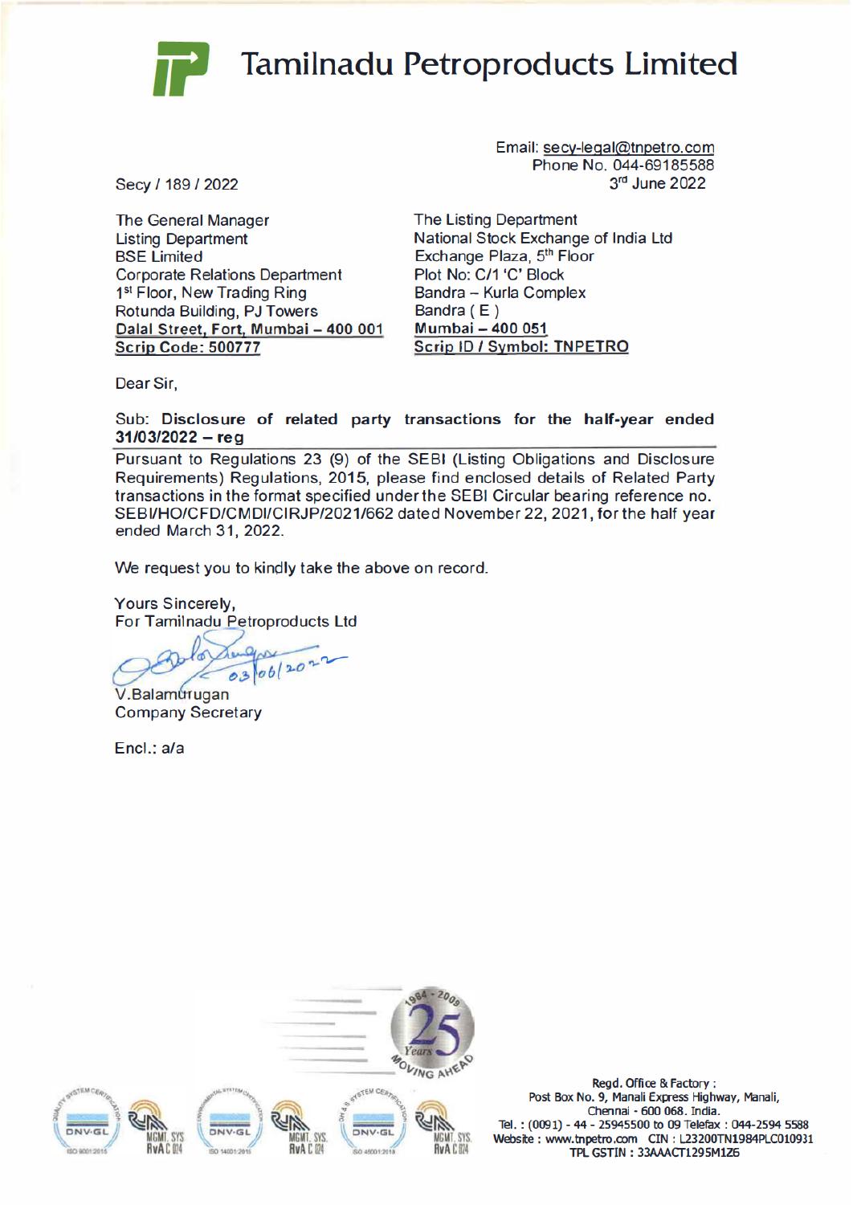# Tamilnadu Petroproducts Limited

Email: secy-legal@tnpetro.com
Phone No. 044-69185588
3rd June 2022

Secy / 189 / 2022

The General Manager
Listing Department
BSE Limited
Corporate Relations Department
1st Floor, New Trading Ring
Rotunda Building, PJ Towers
Dalal Street, Fort, Mumbai – 400 001
Scrip Code: 500777

The Listing Department
National Stock Exchange of India Ltd
Exchange Plaza, 5th Floor
Plot No: C/1 'C' Block
Bandra – Kurla Complex
Bandra ( E )
Mumbai – 400 051
Scrip ID / Symbol: TNPETRO

Dear Sir,

Sub: **Disclosure of related party transactions for the half-year ended 31/03/2022 – reg**

Pursuant to Regulations 23 (9) of the SEBI (Listing Obligations and Disclosure Requirements) Regulations, 2015, please find enclosed details of Related Party transactions in the format specified under the SEBI Circular bearing reference no. SEBI/HO/CFD/CMDI/CIRJP/2021/662 dated November 22, 2021, for the half year ended March 31, 2022.

We request you to kindly take the above on record.

Yours Sincerely,
For Tamilnadu Petroproducts Ltd

03/06/2022

V.Balamurugan
Company Secretary

Encl.: a/a

Regd. Office & Factory :
Post Box No. 9, Manali Express Highway, Manali,
Chennai - 600 068. India.
Tel. : (0091) - 44 - 25945500 to 09 Telefax : 044-2594 5588
Website : www.tnpetro.com CIN : L23200TN1984PLC010931
TPL GSTIN : 33AAACT1295M1Z6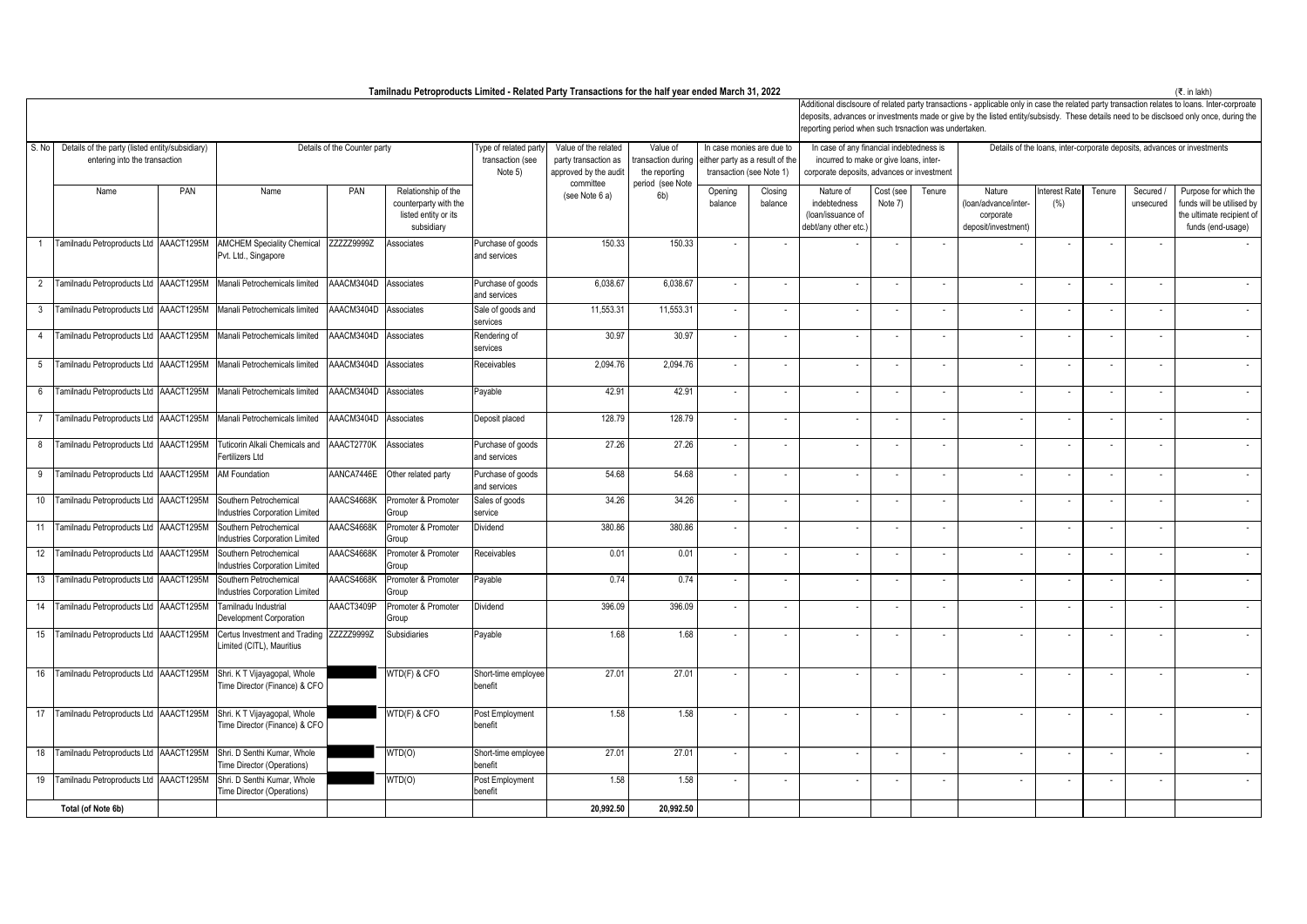# Tamilnadu Petroproducts Limited - Related Party Transactions for the half year ended March 31, 2022

(₹. in lakh)

Additional disclsoure of related party transactions - applicable only in case the related party transaction relates to loans. Inter-corproate deposits, advances or investments made or give by the listed entity/subsisdy. These details need to be disclsoed only once, during the reporting period when such trsnaction was undertaken.

| S. No | Details of the party (listed entity/subsidiary) entering into the transaction | | Details of the Counter party | | | Type of related party transaction (see Note 5) | Value of the related party transaction as approved by the audit committee (see Note 6 a) | Value of transaction during the reporting period (see Note 6b) | In case monies are due to either party as a result of the transaction (see Note 1) | | In case of any financial indebtedness is incurred to make or give loans, inter-corporate deposits, advances or investment | | | Details of the loans, inter-corporate deposits, advances or investments | | | | |
|---|---|---|---|---|---|---|---|---|---|---|---|---|---|---|---|---|---|---|
| | Name | PAN | Name | PAN | Relationship of the counterparty with the listed entity or its subsidiary | | | | Opening balance | Closing balance | Nature of indebtedness (loan/issuance of debt/any other etc.) | Cost (see Note 7) | Tenure | Nature (loan/advance/inter-corporate deposit/investment) | Interest Rate (%) | Tenure | Secured / unsecured | Purpose for which the funds will be utilised by the ultimate recipient of funds (end-usage) |
| 1 | Tamilnadu Petroproducts Ltd | AAACT1295M | AMCHEM Speciality Chemical Pvt. Ltd., Singapore | ZZZZZ9999Z | Associates | Purchase of goods and services | 150.33 | 150.33 | - | - | - | - | - | - | - | - | - | - |
| 2 | Tamilnadu Petroproducts Ltd | AAACT1295M | Manali Petrochemicals limited | AAACM3404D | Associates | Purchase of goods and services | 6,038.67 | 6,038.67 | - | - | - | - | - | - | - | - | - | - |
| 3 | Tamilnadu Petroproducts Ltd | AAACT1295M | Manali Petrochemicals limited | AAACM3404D | Associates | Sale of goods and services | 11,553.31 | 11,553.31 | - | - | - | - | - | - | - | - | - | - |
| 4 | Tamilnadu Petroproducts Ltd | AAACT1295M | Manali Petrochemicals limited | AAACM3404D | Associates | Rendering of services | 30.97 | 30.97 | - | - | - | - | - | - | - | - | - | - |
| 5 | Tamilnadu Petroproducts Ltd | AAACT1295M | Manali Petrochemicals limited | AAACM3404D | Associates | Receivables | 2,094.76 | 2,094.76 | - | - | - | - | - | - | - | - | - | - |
| 6 | Tamilnadu Petroproducts Ltd | AAACT1295M | Manali Petrochemicals limited | AAACM3404D | Associates | Payable | 42.91 | 42.91 | - | - | - | - | - | - | - | - | - | - |
| 7 | Tamilnadu Petroproducts Ltd | AAACT1295M | Manali Petrochemicals limited | AAACM3404D | Associates | Deposit placed | 128.79 | 128.79 | - | - | - | - | - | - | - | - | - | - |
| 8 | Tamilnadu Petroproducts Ltd | AAACT1295M | Tuticorin Alkali Chemicals and Fertilizers Ltd | AAACT2770K | Associates | Purchase of goods and services | 27.26 | 27.26 | - | - | - | - | - | - | - | - | - | - |
| 9 | Tamilnadu Petroproducts Ltd | AAACT1295M | AM Foundation | AANCA7446E | Other related party | Purchase of goods and services | 54.68 | 54.68 | - | - | - | - | - | - | - | - | - | - |
| 10 | Tamilnadu Petroproducts Ltd | AAACT1295M | Southern Petrochemical Industries Corporation Limited | AAACS4668K | Promoter & Promoter Group | Sales of goods service | 34.26 | 34.26 | - | - | - | - | - | - | - | - | - | - |
| 11 | Tamilnadu Petroproducts Ltd | AAACT1295M | Southern Petrochemical Industries Corporation Limited | AAACS4668K | Promoter & Promoter Group | Dividend | 380.86 | 380.86 | - | - | - | - | - | - | - | - | - | - |
| 12 | Tamilnadu Petroproducts Ltd | AAACT1295M | Southern Petrochemical Industries Corporation Limited | AAACS4668K | Promoter & Promoter Group | Receivables | 0.01 | 0.01 | - | - | - | - | - | - | - | - | - | - |
| 13 | Tamilnadu Petroproducts Ltd | AAACT1295M | Southern Petrochemical Industries Corporation Limited | AAACS4668K | Promoter & Promoter Group | Payable | 0.74 | 0.74 | - | - | - | - | - | - | - | - | - | - |
| 14 | Tamilnadu Petroproducts Ltd | AAACT1295M | Tamilnadu Industrial Development Corporation | AAACT3409P | Promoter & Promoter Group | Dividend | 396.09 | 396.09 | - | - | - | - | - | - | - | - | - | - |
| 15 | Tamilnadu Petroproducts Ltd | AAACT1295M | Certus Investment and Trading Limited (CITL), Mauritius | ZZZZZ9999Z | Subsidiaries | Payable | 1.68 | 1.68 | - | - | - | - | - | - | - | - | - | - |
| 16 | Tamilnadu Petroproducts Ltd | AAACT1295M | Shri. K T Vijayagopal, Whole Time Director (Finance) & CFO | | WTD(F) & CFO | Short-time employee benefit | 27.01 | 27.01 | - | - | - | - | - | - | - | - | - | - |
| 17 | Tamilnadu Petroproducts Ltd | AAACT1295M | Shri. K T Vijayagopal, Whole Time Director (Finance) & CFO | | WTD(F) & CFO | Post Employment benefit | 1.58 | 1.58 | - | - | - | - | - | - | - | - | - | - |
| 18 | Tamilnadu Petroproducts Ltd | AAACT1295M | Shri. D Senthi Kumar, Whole Time Director (Operations) | | WTD(O) | Short-time employee benefit | 27.01 | 27.01 | - | - | - | - | - | - | - | - | - | - |
| 19 | Tamilnadu Petroproducts Ltd | AAACT1295M | Shri. D Senthi Kumar, Whole Time Director (Operations) | | WTD(O) | Post Employment benefit | 1.58 | 1.58 | - | - | - | - | - | - | - | - | - | - |
| | Total (of Note 6b) | | | | | | 20,992.50 | 20,992.50 | | | | | | | | | | |